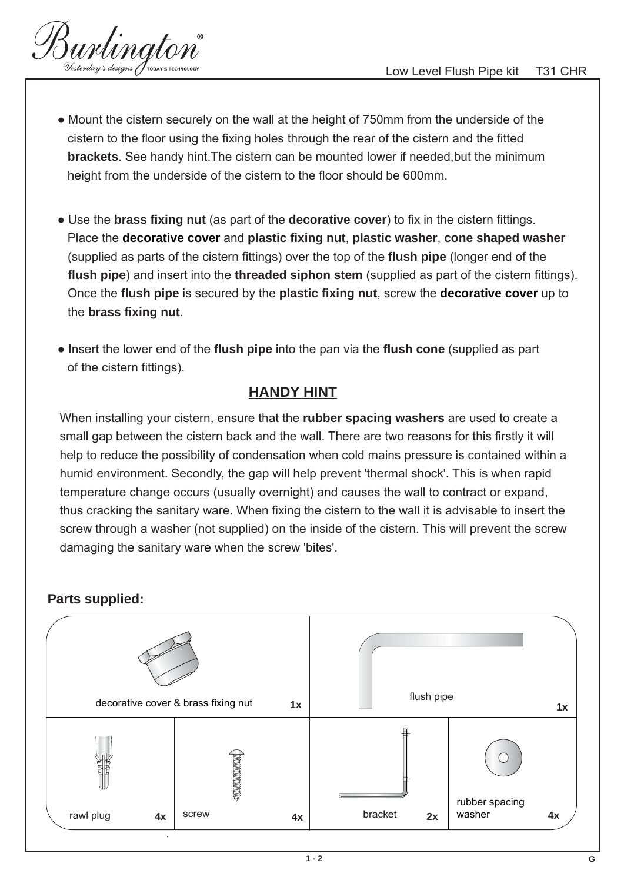Low Level Flush Pipe kit T31 CHR

- Mount the cistern securely on the wall at the height of 750mm from the underside of the cistern to the floor using the fixing holes through the rear of the cistern and the fitted **brackets**. See handy hint.The cistern can be mounted lower if needed,but the minimum height from the underside of the cistern to the floor should be 600mm.

- Use the **brass fixing nut** (as part of the **decorative cover**) to fix in the cistern fittings. Place the **decorative cover** and **plastic fixing nut**, **plastic washer**, **cone shaped washer** (supplied as parts of the cistern fittings) over the top of the **flush pipe** (longer end of the **flush pipe**) and insert into the **threaded siphon stem** (supplied as part of the cistern fittings). Once the **flush pipe** is secured by the **plastic fixing nut**, screw the **decorative cover** up to the **brass fixing nut**.

- Insert the lower end of the **flush pipe** into the pan via the **flush cone** (supplied as part of the cistern fittings).

## HANDY HINT

When installing your cistern, ensure that the **rubber spacing washers** are used to create a small gap between the cistern back and the wall. There are two reasons for this firstly it will help to reduce the possibility of condensation when cold mains pressure is contained within a humid environment. Secondly, the gap will help prevent 'thermal shock'. This is when rapid temperature change occurs (usually overnight) and causes the wall to contract or expand, thus cracking the sanitary ware. When fixing the cistern to the wall it is advisable to insert the screw through a washer (not supplied) on the inside of the cistern. This will prevent the screw damaging the sanitary ware when the screw 'bites'.

**Parts supplied:**

| Part | Quantity |
|---|---|
| decorative cover & brass fixing nut | 1x |
| flush pipe | 1x |
| rawl plug | 4x |
| screw | 4x |
| bracket | 2x |
| rubber spacing washer | 4x |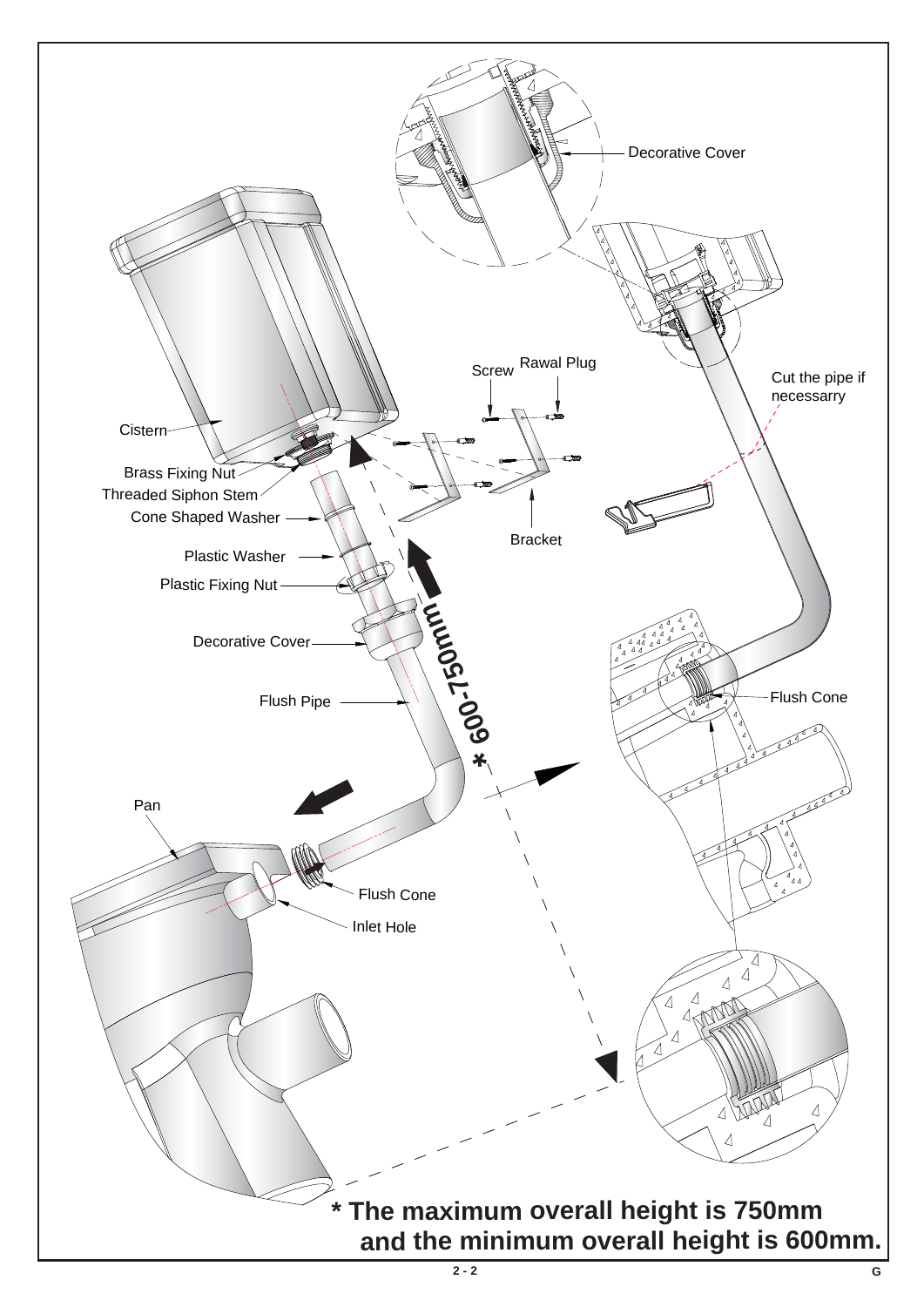Decorative Cover

Screw

Rawal Plug

Cut the pipe if necessarry

Cistern

Brass Fixing Nut

Threaded Siphon Stem

Cone Shaped Washer

Bracket

Plastic Washer

Plastic Fixing Nut

Decorative Cover

Flush Cone

Flush Pipe

* 600-750mm

Pan

Flush Cone

Inlet Hole

**\* The maximum overall height is 750mm and the minimum overall height is 600mm.**